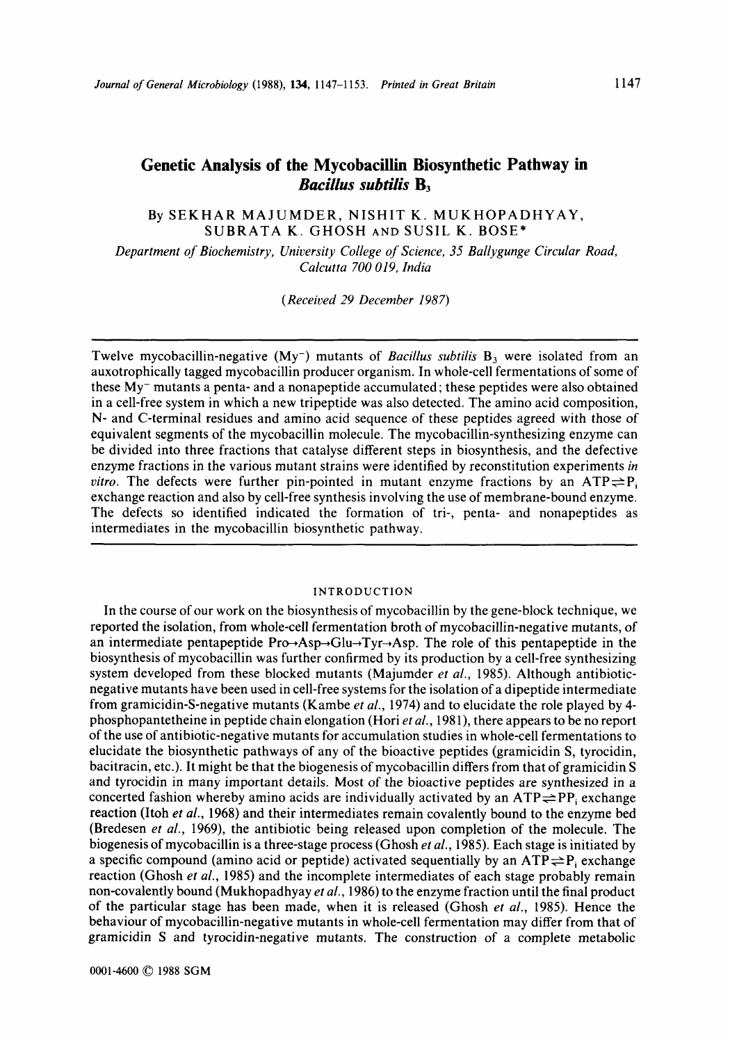# Genetic Analysis of the Mycobacillin Biosynthetic Pathway in *Bacillus subtilis* $B_3$

By SEKHAR MAJUMDER, NISHIT K. MUKHOPADHYAY, SUBRATA K. GHOSH AND SUSIL K. BOSE*

*Department of Biochemistry, University College of Science, 35 Ballygunge Circular Road, Calcutta 700 019, India*

*(Received 29 December 1987)*

Twelve mycobacillin-negative ($My^-$) mutants of *Bacillus subtilis* $B_3$ were isolated from an auxotrophically tagged mycobacillin producer organism. In whole-cell fermentations of some of these $My^-$ mutants a penta- and a nonapeptide accumulated; these peptides were also obtained in a cell-free system in which a new tripeptide was also detected. The amino acid composition, N- and C-terminal residues and amino acid sequence of these peptides agreed with those of equivalent segments of the mycobacillin molecule. The mycobacillin-synthesizing enzyme can be divided into three fractions that catalyse different steps in biosynthesis, and the defective enzyme fractions in the various mutant strains were identified by reconstitution experiments *in vitro*. The defects were further pin-pointed in mutant enzyme fractions by an $ATP \rightleftharpoons P_i$ exchange reaction and also by cell-free synthesis involving the use of membrane-bound enzyme. The defects so identified indicated the formation of tri-, penta- and nonapeptides as intermediates in the mycobacillin biosynthetic pathway.

## INTRODUCTION

In the course of our work on the biosynthesis of mycobacillin by the gene-block technique, we reported the isolation, from whole-cell fermentation broth of mycobacillin-negative mutants, of an intermediate pentapeptide Pro→Asp→Glu→Tyr→Asp. The role of this pentapeptide in the biosynthesis of mycobacillin was further confirmed by its production by a cell-free synthesizing system developed from these blocked mutants (Majumder *et al.*, 1985). Although antibiotic-negative mutants have been used in cell-free systems for the isolation of a dipeptide intermediate from gramicidin-S-negative mutants (Kambe *et al.*, 1974) and to elucidate the role played by 4-phosphopantetheine in peptide chain elongation (Hori *et al.*, 1981), there appears to be no report of the use of antibiotic-negative mutants for accumulation studies in whole-cell fermentations to elucidate the biosynthetic pathways of any of the bioactive peptides (gramicidin S, tyrocidin, bacitracin, etc.). It might be that the biogenesis of mycobacillin differs from that of gramicidin S and tyrocidin in many important details. Most of the bioactive peptides are synthesized in a concerted fashion whereby amino acids are individually activated by an $ATP \rightleftharpoons PP_i$ exchange reaction (Itoh *et al.*, 1968) and their intermediates remain covalently bound to the enzyme bed (Bredesen *et al.*, 1969), the antibiotic being released upon completion of the molecule. The biogenesis of mycobacillin is a three-stage process (Ghosh *et al.*, 1985). Each stage is initiated by a specific compound (amino acid or peptide) activated sequentially by an $ATP \rightleftharpoons P_i$ exchange reaction (Ghosh *et al.*, 1985) and the incomplete intermediates of each stage probably remain non-covalently bound (Mukhopadhyay *et al.*, 1986) to the enzyme fraction until the final product of the particular stage has been made, when it is released (Ghosh *et al.*, 1985). Hence the behaviour of mycobacillin-negative mutants in whole-cell fermentation may differ from that of gramicidin S and tyrocidin-negative mutants. The construction of a complete metabolic

0001-4600 © 1988 SGM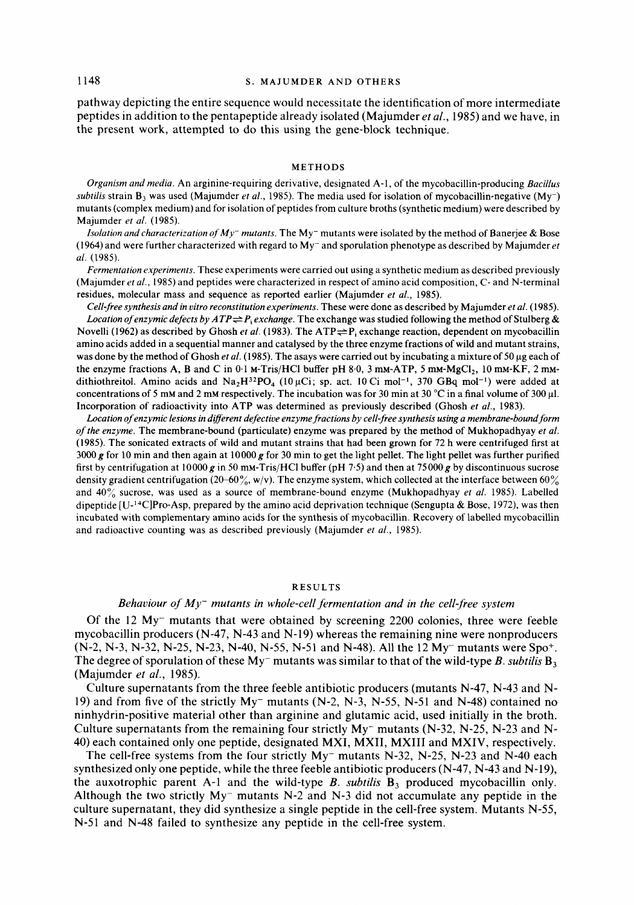pathway depicting the entire sequence would necessitate the identification of more intermediate peptides in addition to the pentapeptide already isolated (Majumder *et al.*, 1985) and we have, in the present work, attempted to do this using the gene-block technique.

## METHODS

*Organism and media.* An arginine-requiring derivative, designated A-1, of the mycobacillin-producing *Bacillus subtilis* strain $B_3$ was used (Majumder *et al.*, 1985). The media used for isolation of mycobacillin-negative ($My^-$) mutants (complex medium) and for isolation of peptides from culture broths (synthetic medium) were described by Majumder *et al.* (1985).

*Isolation and characterization of $My^-$ mutants.* The $My^-$ mutants were isolated by the method of Banerjee & Bose (1964) and were further characterized with regard to $My^-$ and sporulation phenotype as described by Majumder *et al.* (1985).

*Fermentation experiments.* These experiments were carried out using a synthetic medium as described previously (Majumder *et al.*, 1985) and peptides were characterized in respect of amino acid composition, C- and N-terminal residues, molecular mass and sequence as reported earlier (Majumder *et al.*, 1985).

*Cell-free synthesis and in vitro reconstitution experiments.* These were done as described by Majumder *et al.* (1985).

*Location of enzymic defects by $ATP \rightleftharpoons P_i$ exchange.* The exchange was studied following the method of Stulberg & Novelli (1962) as described by Ghosh *et al.* (1983). The $ATP \rightleftharpoons P_i$ exchange reaction, dependent on mycobacillin amino acids added in a sequential manner and catalysed by the three enzyme fractions of wild and mutant strains, was done by the method of Ghosh *et al.* (1985). The asays were carried out by incubating a mixture of 50 μg each of the enzyme fractions A, B and C in 0·1 M-Tris/HCl buffer pH 8·0, 3 mM-ATP, 5 mM-$MgCl_2$, 10 mM-KF, 2 mM-dithiothreitol. Amino acids and $Na_2H^{32}PO_4$ (10 μCi; sp. act. 10 Ci $mol^{-1}$, 370 GBq $mol^{-1}$) were added at concentrations of 5 mM and 2 mM respectively. The incubation was for 30 min at 30 °C in a final volume of 300 μl. Incorporation of radioactivity into ATP was determined as previously described (Ghosh *et al.*, 1983).

*Location of enzymic lesions in different defective enzyme fractions by cell-free synthesis using a membrane-bound form of the enzyme.* The membrane-bound (particulate) enzyme was prepared by the method of Mukhopadhyay *et al.* (1985). The sonicated extracts of wild and mutant strains that had been grown for 72 h were centrifuged first at 3000 *g* for 10 min and then again at 10000 *g* for 30 min to get the light pellet. The light pellet was further purified first by centrifugation at 10000 *g* in 50 mM-Tris/HCl buffer (pH 7·5) and then at 75000 *g* by discontinuous sucrose density gradient centrifugation (20–60%, w/v). The enzyme system, which collected at the interface between 60% and 40% sucrose, was used as a source of membrane-bound enzyme (Mukhopadhyay *et al.* 1985). Labelled dipeptide [U-$^{14}$C]Pro-Asp, prepared by the amino acid deprivation technique (Sengupta & Bose, 1972), was then incubated with complementary amino acids for the synthesis of mycobacillin. Recovery of labelled mycobacillin and radioactive counting was as described previously (Majumder *et al.*, 1985).

## RESULTS

### *Behaviour of $My^-$ mutants in whole-cell fermentation and in the cell-free system*

Of the 12 $My^-$ mutants that were obtained by screening 2200 colonies, three were feeble mycobacillin producers (N-47, N-43 and N-19) whereas the remaining nine were nonproducers (N-2, N-3, N-32, N-25, N-23, N-40, N-55, N-51 and N-48). All the 12 $My^-$ mutants were $Spo^+$. The degree of sporulation of these $My^-$ mutants was similar to that of the wild-type *B. subtilis* $B_3$ (Majumder *et al.*, 1985).

Culture supernatants from the three feeble antibiotic producers (mutants N-47, N-43 and N-19) and from five of the strictly $My^-$ mutants (N-2, N-3, N-55, N-51 and N-48) contained no ninhydrin-positive material other than arginine and glutamic acid, used initially in the broth. Culture supernatants from the remaining four strictly $My^-$ mutants (N-32, N-25, N-23 and N-40) each contained only one peptide, designated MXI, MXII, MXIII and MXIV, respectively.

The cell-free systems from the four strictly $My^-$ mutants N-32, N-25, N-23 and N-40 each synthesized only one peptide, while the three feeble antibiotic producers (N-47, N-43 and N-19), the auxotrophic parent A-1 and the wild-type *B. subtilis* $B_3$ produced mycobacillin only. Although the two strictly $My^-$ mutants N-2 and N-3 did not accumulate any peptide in the culture supernatant, they did synthesize a single peptide in the cell-free system. Mutants N-55, N-51 and N-48 failed to synthesize any peptide in the cell-free system.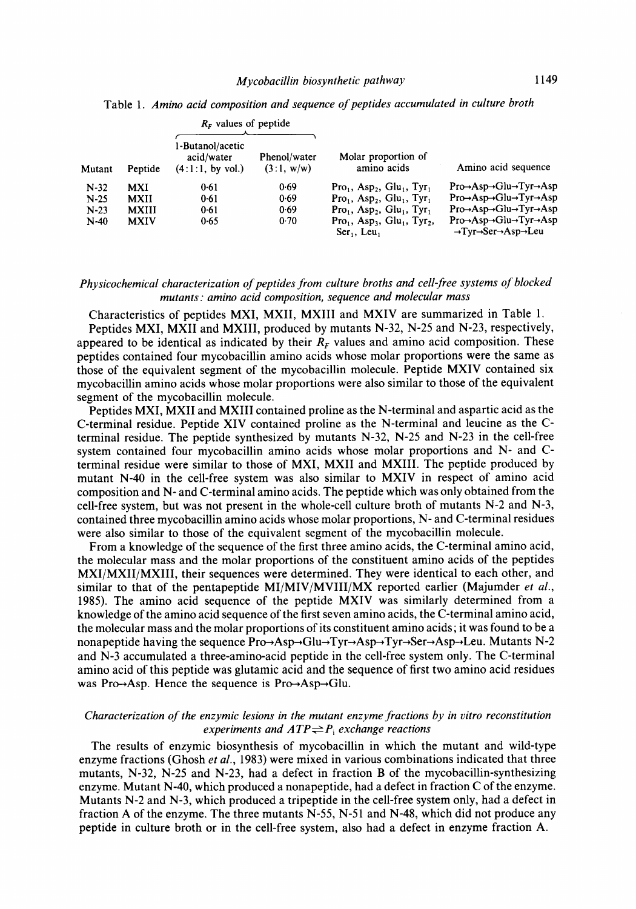Table 1. *Amino acid composition and sequence of peptides accumulated in culture broth*

| Mutant | Peptide | $R_F$ values of peptide: 1-Butanol/acetic acid/water (4:1:1, by vol.) | $R_F$ values of peptide: Phenol/water (3:1, w/w) | Molar proportion of amino acids | Amino acid sequence |
|---|---|---|---|---|---|
| N-32 | MXI | 0·61 | 0·69 | $Pro_1$, $Asp_2$, $Glu_1$, $Tyr_1$ | Pro→Asp→Glu→Tyr→Asp |
| N-25 | MXII | 0·61 | 0·69 | $Pro_1$, $Asp_2$, $Glu_1$, $Tyr_1$ | Pro→Asp→Glu→Tyr→Asp |
| N-23 | MXIII | 0·61 | 0·69 | $Pro_1$, $Asp_2$, $Glu_1$, $Tyr_1$ | Pro→Asp→Glu→Tyr→Asp |
| N-40 | MXIV | 0·65 | 0·70 | $Pro_1$, $Asp_3$, $Glu_1$, $Tyr_2$, $Ser_1$, $Leu_1$ | Pro→Asp→Glu→Tyr→Asp →Tyr→Ser→Asp→Leu |

### *Physicochemical characterization of peptides from culture broths and cell-free systems of blocked mutants: amino acid composition, sequence and molecular mass*

Characteristics of peptides MXI, MXII, MXIII and MXIV are summarized in Table 1.

Peptides MXI, MXII and MXIII, produced by mutants N-32, N-25 and N-23, respectively, appeared to be identical as indicated by their $R_F$ values and amino acid composition. These peptides contained four mycobacillin amino acids whose molar proportions were the same as those of the equivalent segment of the mycobacillin molecule. Peptide MXIV contained six mycobacillin amino acids whose molar proportions were also similar to those of the equivalent segment of the mycobacillin molecule.

Peptides MXI, MXII and MXIII contained proline as the N-terminal and aspartic acid as the C-terminal residue. Peptide XIV contained proline as the N-terminal and leucine as the C-terminal residue. The peptide synthesized by mutants N-32, N-25 and N-23 in the cell-free system contained four mycobacillin amino acids whose molar proportions and N- and C-terminal residue were similar to those of MXI, MXII and MXIII. The peptide produced by mutant N-40 in the cell-free system was also similar to MXIV in respect of amino acid composition and N- and C-terminal amino acids. The peptide which was only obtained from the cell-free system, but was not present in the whole-cell culture broth of mutants N-2 and N-3, contained three mycobacillin amino acids whose molar proportions, N- and C-terminal residues were also similar to those of the equivalent segment of the mycobacillin molecule.

From a knowledge of the sequence of the first three amino acids, the C-terminal amino acid, the molecular mass and the molar proportions of the constituent amino acids of the peptides MXI/MXII/MXIII, their sequences were determined. They were identical to each other, and similar to that of the pentapeptide MI/MIV/MVIII/MX reported earlier (Majumder *et al.*, 1985). The amino acid sequence of the peptide MXIV was similarly determined from a knowledge of the amino acid sequence of the first seven amino acids, the C-terminal amino acid, the molecular mass and the molar proportions of its constituent amino acids; it was found to be a nonapeptide having the sequence Pro→Asp→Glu→Tyr→Asp→Tyr→Ser→Asp→Leu. Mutants N-2 and N-3 accumulated a three-amino-acid peptide in the cell-free system only. The C-terminal amino acid of this peptide was glutamic acid and the sequence of first two amino acid residues was Pro→Asp. Hence the sequence is Pro→Asp→Glu.

### *Characterization of the enzymic lesions in the mutant enzyme fractions by in vitro reconstitution experiments and $ATP \rightleftharpoons P_i$ exchange reactions*

The results of enzymic biosynthesis of mycobacillin in which the mutant and wild-type enzyme fractions (Ghosh *et al.*, 1983) were mixed in various combinations indicated that three mutants, N-32, N-25 and N-23, had a defect in fraction B of the mycobacillin-synthesizing enzyme. Mutant N-40, which produced a nonapeptide, had a defect in fraction C of the enzyme. Mutants N-2 and N-3, which produced a tripeptide in the cell-free system only, had a defect in fraction A of the enzyme. The three mutants N-55, N-51 and N-48, which did not produce any peptide in culture broth or in the cell-free system, also had a defect in enzyme fraction A.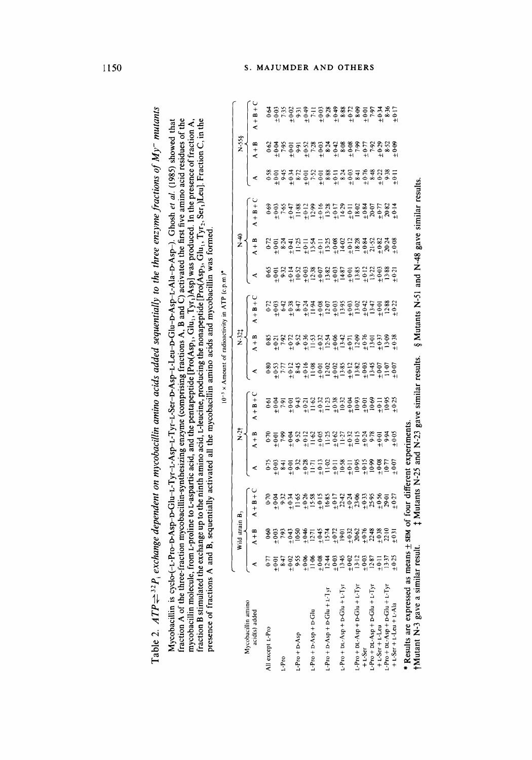Table 2. $ATP \rightleftharpoons {}^{32}P_i$ exchange dependent on mycobacillin amino acids added sequentially to the three enzyme fractions of $My^-$ mutants

Mycobacillin is cyclo-(-L-Pro-D-Asp-D-Glu-L-Tyr-L-Asp-L-Tyr-L-Ser-D-Asp-L-Leu-D-Glu-D-Asp-L-Ala-D-Asp-). Ghosh *et al.* (1985) showed that fraction A of the three-fraction mycobacillin-synthesizing enzyme (comprising fractions A, B and C) activated the first five amino acid residues of the mycobacillin molecule, from L-proline to L-aspartic acid, and the pentapeptide [Pro($Asp_1$, $Glu_1$, $Tyr_1$)Asp] was produced. In the presence of fraction A, fraction B stimulated the exchange up to the ninth amino acid, L-leucine, producing the nonapeptide [Pro($Asp_3$, $Glu_1$, $Tyr_2$, $Ser_1$)Leu]. Fraction C, in the presence of fractions A and B, sequentially activated all the mycobacillin amino acids and mycobacillin was formed.

| Mycobacillin amino acid(s) added | $10^{-3}$ × Amount of radioactivity in ATP (c.p.m.)* | | | | | | | | | | | | | | |
|---|---|---|---|---|---|---|---|---|---|---|---|---|---|---|---|
| | Wild strain $B_3$ | | | N-2† | | | N-32‡ | | | N-40 | | | N-55§ | | |
| | A | A + B | A + B + C | A | A + B | A + B + C | A | A + B | A + B + C | A | A + B | A + B + C | A | A + B | A + B + C |
| All except L-Pro | 0.77 ± 0.01 | 0.60 ± 0.03 | 0.70 ± 0.04 | 0.75 ± 0.03 | 0.70 ± 0.01 | 0.61 ± 0.04 | 0.80 ± 0.53 | 0.85 ± 0.21 | 0.72 ± 0.03 | 0.65 ± 0.01 | 0.72 ± 0.01 | 0.69 ± 0.03 | 0.58 ± 0.01 | 0.62 ± 0.04 | 0.64 ± 0.03 |
| L-Pro | 8.47 ± 0.02 | 7.93 ± 0.43 | 9.32 ± 0.34 | 8.41 ± 0.01 | 7.99 ± 0.04 | 7.91 ± 0.01 | 7.77 ± 0.12 | 7.92 ± 0.72 | 6.42 ± 0.38 | 9.32 ± 0.14 | 8.24 ± 0.41 | 7.65 ± 0.47 | 9.45 ± 0.34 | 7.95 ± 0.01 | 7.35 ± 0.02 |
| L-Pro + D-Asp | 9.55 ± 0.06 | 10.50 ± 0.46 | 11.65 ± 0.26 | 9.32 ± 0.28 | 9.52 ± 0.12 | 9.43 ± 0.21 | 8.45 ± 0.16 | 9.52 ± 0.36 | 8.47 ± 0.24 | 10.52 ± 0.03 | 11.25 ± 0.11 | 11.88 ± 0.12 | 8.72 ± 0.01 | 9.91 ± 0.52 | 9.31 ± 0.49 |
| L-Pro + D-Asp + D-Glu | 11.06 ± 0.08 | 12.71 ± 0.45 | 15.58 ± 0.15 | 11.71 ± 0.13 | 11.62 ± 0.05 | 11.62 ± 0.32 | 11.08 ± 0.01 | 11.53 ± 0.32 | 11.94 ± 0.08 | 12.38 ± 0.07 | 13.54 ± 0.11 | 12.99 ± 0.16 | 7.52 ± 0.01 | 7.28 ± 0.03 | 7.11 ± 0.03 |
| L-Pro + D-Asp + D-Glu + L-Tyr | 12.44 ± 0.03 | 15.74 ± 0.72 | 16.85 ± 0.17 | 11.02 ± 0.11 | 11.25 ± 0.62 | 11.23 ± 0.38 | 12.02 ± 0.02 | 12.54 ± 0.06 | 12.07 ± 0.03 | 13.82 ± 0.03 | 13.25 ± 0.08 | 13.28 ± 0.17 | 8.88 ± 0.11 | 8.24 ± 0.42 | 9.28 ± 0.49 |
| L-Pro + DL-Asp + D-Glu + L-Tyr | 13.45 ± 0.02 | 19.01 ± 0.32 | 22.42 ± 0.24 | 10.58 ± 0.11 | 11.27 ± 0.32 | 10.32 ± 0.04 | 13.85 ± 0.12 | 13.42 ± 0.71 | 13.95 ± 0.03 | 14.87 ± 0.01 | 14.02 ± 0.12 | 14.29 ± 0.11 | 8.24 ± 0.03 | 8.08 ± 0.08 | 8.88 ± 0.72 |
| L-Pro + DL-Asp + D-Glu + L-Tyr + L-Ser | 13.12 ± 0.03 | 20.62 ± 0.76 | 23.06 ± 0.33 | 10.95 ± 0.15 | 10.15 ± 0.24 | 10.93 ± 0.01 | 13.82 ± 0.03 | 12.09 ± 0.76 | 13.02 ± 0.42 | 13.85 ± 0.12 | 18.28 ± 0.84 | 18.02 ± 0.84 | 8.41 ± 0.76 | 7.99 ± 0.77 | 8.09 ± 0.01 |
| L-Pro + DL-Asp + D-Glu + L-Tyr + L-Ser + L-Leu | 12.87 ± 0.11 | 22.48 ± 0.38 | 25.95 ± 0.56 | 10.99 ± 0.08 | 9.78 ± 0.01 | 10.69 ± 0.11 | 13.45 ± 0.07 | 13.01 ± 0.37 | 13.47 ± 0.01 | 13.22 ± 0.03 | 21.52 ± 0.82 | 20.07 ± 0.77 | 8.48 ± 0.22 | 7.92 ± 0.29 | 7.97 ± 0.34 |
| L-Pro + DL-Asp + D-Glu + L-Tyr + L-Ser + L-Leu + L-Ala | 13.37 ± 0.25 | 22.10 ± 0.31 | 29.01 ± 0.27 | 10.77 ± 0.07 | 9.94 ± 0.05 | 10.95 ± 0.25 | 11.07 ± 0.07 | 13.09 ± 0.38 | 12.88 ± 0.22 | 13.88 ± 0.21 | 20.24 ± 0.08 | 20.82 ± 0.14 | 9.38 ± 0.11 | 8.52 ± 0.09 | 8.36 ± 0.17 |

\* Results are expressed as means ± SEM of four different experiments.

†Mutant N-3 gave a similar result. ‡ Mutants N-25 and N-23 gave similar results. § Mutants N-51 and N-48 gave similar results.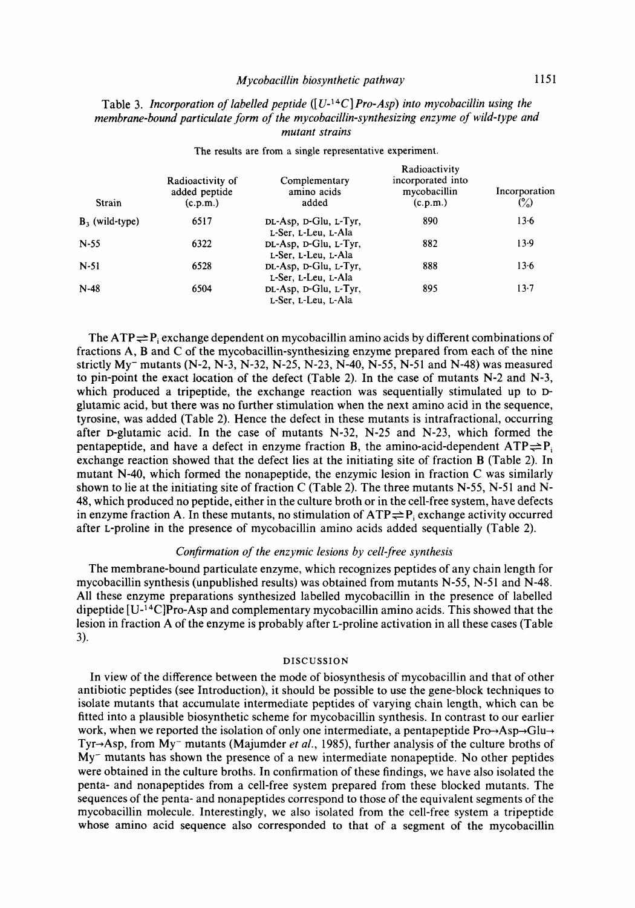Table 3. *Incorporation of labelled peptide ([U-$^{14}$C]Pro-Asp) into mycobacillin using the membrane-bound particulate form of the mycobacillin-synthesizing enzyme of wild-type and mutant strains*

The results are from a single representative experiment.

| Strain | Radioactivity of added peptide (c.p.m.) | Complementary amino acids added | Radioactivity incorporated into mycobacillin (c.p.m.) | Incorporation (%) |
|---|---|---|---|---|
| $B_3$ (wild-type) | 6517 | DL-Asp, D-Glu, L-Tyr, L-Ser, L-Leu, L-Ala | 890 | 13·6 |
| N-55 | 6322 | DL-Asp, D-Glu, L-Tyr, L-Ser, L-Leu, L-Ala | 882 | 13·9 |
| N-51 | 6528 | DL-Asp, D-Glu, L-Tyr, L-Ser, L-Leu, L-Ala | 888 | 13·6 |
| N-48 | 6504 | DL-Asp, D-Glu, L-Tyr, L-Ser, L-Leu, L-Ala | 895 | 13·7 |

The $ATP \rightleftharpoons P_i$ exchange dependent on mycobacillin amino acids by different combinations of fractions A, B and C of the mycobacillin-synthesizing enzyme prepared from each of the nine strictly My$^-$ mutants (N-2, N-3, N-32, N-25, N-23, N-40, N-55, N-51 and N-48) was measured to pin-point the exact location of the defect (Table 2). In the case of mutants N-2 and N-3, which produced a tripeptide, the exchange reaction was sequentially stimulated up to D-glutamic acid, but there was no further stimulation when the next amino acid in the sequence, tyrosine, was added (Table 2). Hence the defect in these mutants is intrafractional, occurring after D-glutamic acid. In the case of mutants N-32, N-25 and N-23, which formed the pentapeptide, and have a defect in enzyme fraction B, the amino-acid-dependent $ATP \rightleftharpoons P_i$ exchange reaction showed that the defect lies at the initiating site of fraction B (Table 2). In mutant N-40, which formed the nonapeptide, the enzymic lesion in fraction C was similarly shown to lie at the initiating site of fraction C (Table 2). The three mutants N-55, N-51 and N-48, which produced no peptide, either in the culture broth or in the cell-free system, have defects in enzyme fraction A. In these mutants, no stimulation of $ATP \rightleftharpoons P_i$ exchange activity occurred after L-proline in the presence of mycobacillin amino acids added sequentially (Table 2).

### *Confirmation of the enzymic lesions by cell-free synthesis*

The membrane-bound particulate enzyme, which recognizes peptides of any chain length for mycobacillin synthesis (unpublished results) was obtained from mutants N-55, N-51 and N-48. All these enzyme preparations synthesized labelled mycobacillin in the presence of labelled dipeptide [U-$^{14}$C]Pro-Asp and complementary mycobacillin amino acids. This showed that the lesion in fraction A of the enzyme is probably after L-proline activation in all these cases (Table 3).

## DISCUSSION

In view of the difference between the mode of biosynthesis of mycobacillin and that of other antibiotic peptides (see Introduction), it should be possible to use the gene-block techniques to isolate mutants that accumulate intermediate peptides of varying chain length, which can be fitted into a plausible biosynthetic scheme for mycobacillin synthesis. In contrast to our earlier work, when we reported the isolation of only one intermediate, a pentapeptide Pro→Asp→Glu→Tyr→Asp, from My$^-$ mutants (Majumder *et al.*, 1985), further analysis of the culture broths of My$^-$ mutants has shown the presence of a new intermediate nonapeptide. No other peptides were obtained in the culture broths. In confirmation of these findings, we have also isolated the penta- and nonapeptides from a cell-free system prepared from these blocked mutants. The sequences of the penta- and nonapeptides correspond to those of the equivalent segments of the mycobacillin molecule. Interestingly, we also isolated from the cell-free system a tripeptide whose amino acid sequence also corresponded to that of a segment of the mycobacillin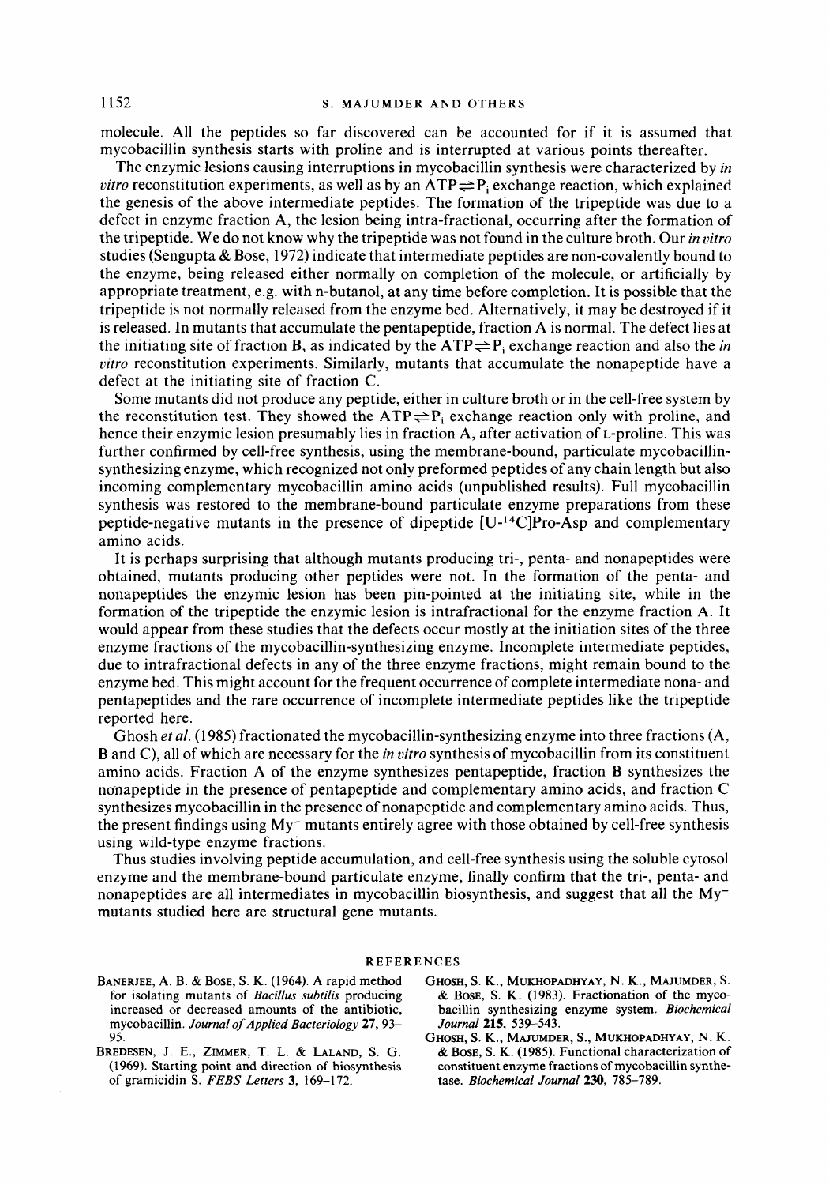molecule. All the peptides so far discovered can be accounted for if it is assumed that mycobacillin synthesis starts with proline and is interrupted at various points thereafter.

The enzymic lesions causing interruptions in mycobacillin synthesis were characterized by *in vitro* reconstitution experiments, as well as by an ATP$\rightleftharpoons$P$_i$ exchange reaction, which explained the genesis of the above intermediate peptides. The formation of the tripeptide was due to a defect in enzyme fraction A, the lesion being intra-fractional, occurring after the formation of the tripeptide. We do not know why the tripeptide was not found in the culture broth. Our *in vitro* studies (Sengupta & Bose, 1972) indicate that intermediate peptides are non-covalently bound to the enzyme, being released either normally on completion of the molecule, or artificially by appropriate treatment, e.g. with n-butanol, at any time before completion. It is possible that the tripeptide is not normally released from the enzyme bed. Alternatively, it may be destroyed if it is released. In mutants that accumulate the pentapeptide, fraction A is normal. The defect lies at the initiating site of fraction B, as indicated by the ATP$\rightleftharpoons$P$_i$ exchange reaction and also the *in vitro* reconstitution experiments. Similarly, mutants that accumulate the nonapeptide have a defect at the initiating site of fraction C.

Some mutants did not produce any peptide, either in culture broth or in the cell-free system by the reconstitution test. They showed the ATP$\rightleftharpoons$P$_i$ exchange reaction only with proline, and hence their enzymic lesion presumably lies in fraction A, after activation of L-proline. This was further confirmed by cell-free synthesis, using the membrane-bound, particulate mycobacillin-synthesizing enzyme, which recognized not only preformed peptides of any chain length but also incoming complementary mycobacillin amino acids (unpublished results). Full mycobacillin synthesis was restored to the membrane-bound particulate enzyme preparations from these peptide-negative mutants in the presence of dipeptide [U-$^{14}$C]Pro-Asp and complementary amino acids.

It is perhaps surprising that although mutants producing tri-, penta- and nonapeptides were obtained, mutants producing other peptides were not. In the formation of the penta- and nonapeptides the enzymic lesion has been pin-pointed at the initiating site, while in the formation of the tripeptide the enzymic lesion is intrafractional for the enzyme fraction A. It would appear from these studies that the defects occur mostly at the initiation sites of the three enzyme fractions of the mycobacillin-synthesizing enzyme. Incomplete intermediate peptides, due to intrafractional defects in any of the three enzyme fractions, might remain bound to the enzyme bed. This might account for the frequent occurrence of complete intermediate nona- and pentapeptides and the rare occurrence of incomplete intermediate peptides like the tripeptide reported here.

Ghosh *et al.* (1985) fractionated the mycobacillin-synthesizing enzyme into three fractions (A, B and C), all of which are necessary for the *in vitro* synthesis of mycobacillin from its constituent amino acids. Fraction A of the enzyme synthesizes pentapeptide, fraction B synthesizes the nonapeptide in the presence of pentapeptide and complementary amino acids, and fraction C synthesizes mycobacillin in the presence of nonapeptide and complementary amino acids. Thus, the present findings using My$^-$ mutants entirely agree with those obtained by cell-free synthesis using wild-type enzyme fractions.

Thus studies involving peptide accumulation, and cell-free synthesis using the soluble cytosol enzyme and the membrane-bound particulate enzyme, finally confirm that the tri-, penta- and nonapeptides are all intermediates in mycobacillin biosynthesis, and suggest that all the My$^-$ mutants studied here are structural gene mutants.

## REFERENCES

Banerjee, A. B. & Bose, S. K. (1964). A rapid method for isolating mutants of *Bacillus subtilis* producing increased or decreased amounts of the antibiotic, mycobacillin. *Journal of Applied Bacteriology* **27**, 93–95.

Bredesen, J. E., Zimmer, T. L. & Laland, S. G. (1969). Starting point and direction of biosynthesis of gramicidin S. *FEBS Letters* **3**, 169–172.

Ghosh, S. K., Mukhopadhyay, N. K., Majumder, S. & Bose, S. K. (1983). Fractionation of the mycobacillin synthesizing enzyme system. *Biochemical Journal* **215**, 539–543.

Ghosh, S. K., Majumder, S., Mukhopadhyay, N. K. & Bose, S. K. (1985). Functional characterization of constituent enzyme fractions of mycobacillin synthetase. *Biochemical Journal* **230**, 785–789.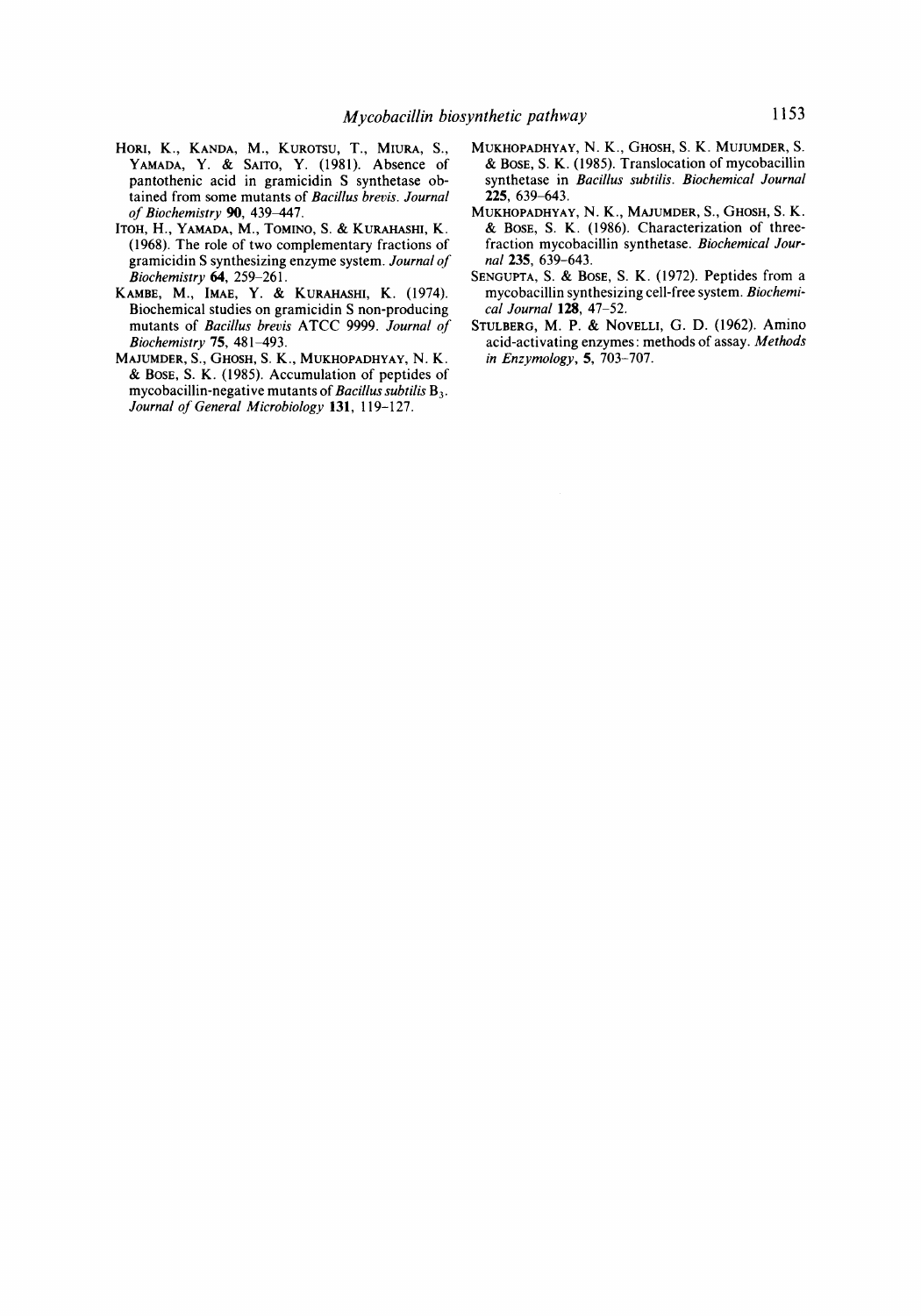HORI, K., KANDA, M., KUROTSU, T., MIURA, S., YAMADA, Y. & SAITO, Y. (1981). Absence of pantothenic acid in gramicidin S synthetase obtained from some mutants of *Bacillus brevis*. *Journal of Biochemistry* **90**, 439–447.

ITOH, H., YAMADA, M., TOMINO, S. & KURAHASHI, K. (1968). The role of two complementary fractions of gramicidin S synthesizing enzyme system. *Journal of Biochemistry* **64**, 259–261.

KAMBE, M., IMAE, Y. & KURAHASHI, K. (1974). Biochemical studies on gramicidin S non-producing mutants of *Bacillus brevis* ATCC 9999. *Journal of Biochemistry* **75**, 481–493.

MAJUMDER, S., GHOSH, S. K., MUKHOPADHYAY, N. K. & BOSE, S. K. (1985). Accumulation of peptides of mycobacillin-negative mutants of *Bacillus subtilis* $B_3$. *Journal of General Microbiology* **131**, 119–127.

MUKHOPADHYAY, N. K., GHOSH, S. K. MUJUMDER, S. & BOSE, S. K. (1985). Translocation of mycobacillin synthetase in *Bacillus subtilis*. *Biochemical Journal* **225**, 639–643.

MUKHOPADHYAY, N. K., MAJUMDER, S., GHOSH, S. K. & BOSE, S. K. (1986). Characterization of three-fraction mycobacillin synthetase. *Biochemical Journal* **235**, 639–643.

SENGUPTA, S. & BOSE, S. K. (1972). Peptides from a mycobacillin synthesizing cell-free system. *Biochemical Journal* **128**, 47–52.

STULBERG, M. P. & NOVELLI, G. D. (1962). Amino acid-activating enzymes: methods of assay. *Methods in Enzymology*, **5**, 703–707.